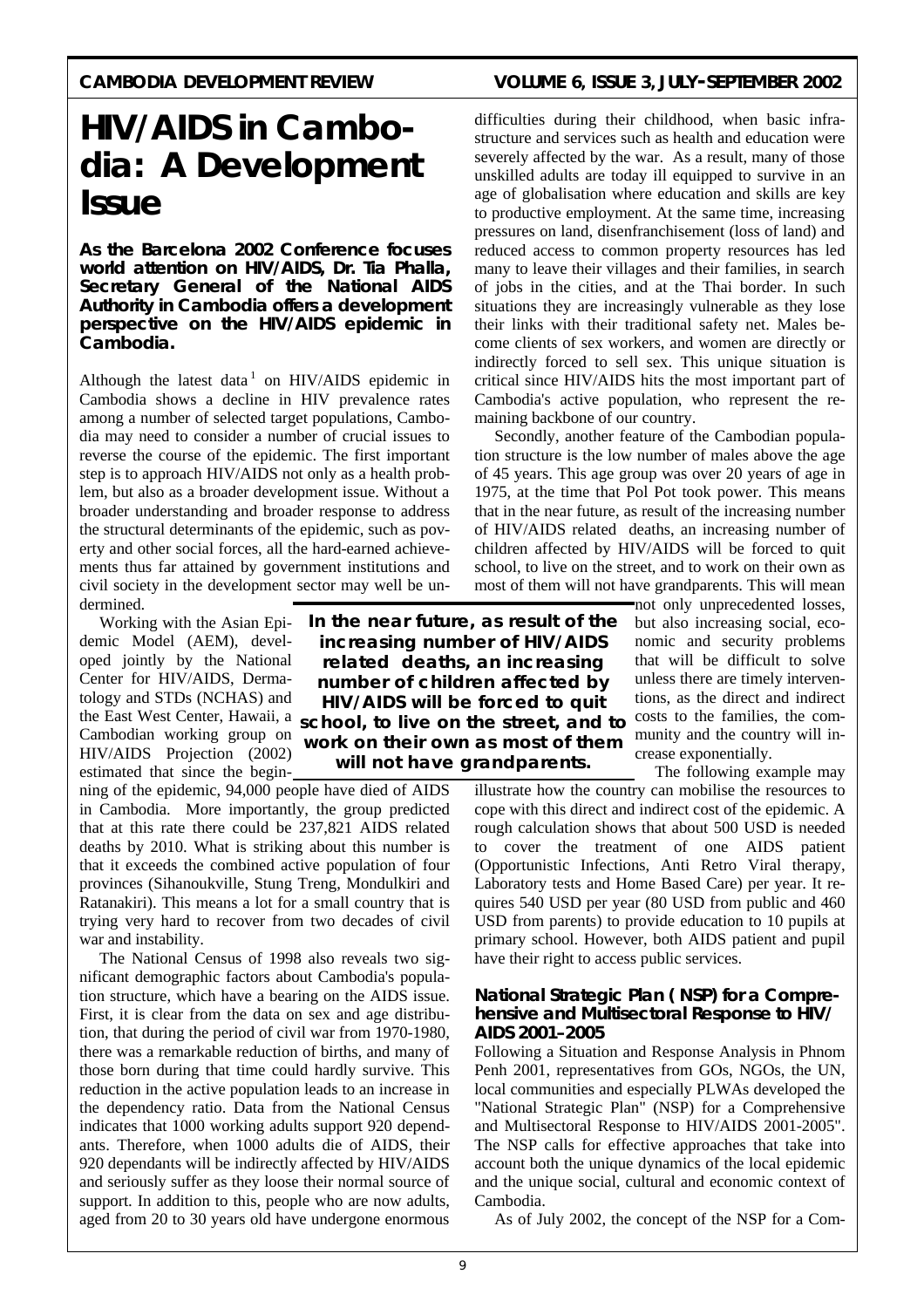# HIV/AIDS in Cambodia: A Development Issue

**As the Barcelona 2002 Conference focuses world attention on HIV/AIDS, Dr. Tia Phalla, Secretary General of the National AIDS Authority in Cambodia offers a development perspective on the HIV/AIDS epidemic in Cambodia.**

Although the latest data[1] on HIV/AIDS epidemic in Cambodia shows a decline in HIV prevalence rates among a number of selected target populations, Cambodia may need to consider a number of crucial issues to reverse the course of the epidemic. The first important step is to approach HIV/AIDS not only as a health problem, but also as a broader development issue. Without a broader understanding and broader response to address the structural determinants of the epidemic, such as poverty and other social forces, all the hard-earned achievements thus far attained by government institutions and civil society in the development sector may well be undermined.

Working with the Asian Epidemic Model (AEM), developed jointly by the National Center for HIV/AIDS, Dermatology and STDs (NCHAS) and the East West Center, Hawaii, a Cambodian working group on HIV/AIDS Projection (2002) estimated that since the beginning of the epidemic, 94,000 people have died of AIDS in Cambodia. More importantly, the group predicted that at this rate there could be 237,821 AIDS related deaths by 2010. What is striking about this number is that it exceeds the combined active population of four provinces (Sihanoukville, Stung Treng, Mondulkiri and Ratanakiri). This means a lot for a small country that is trying very hard to recover from two decades of civil war and instability.

The National Census of 1998 also reveals two significant demographic factors about Cambodia's population structure, which have a bearing on the AIDS issue. First, it is clear from the data on sex and age distribution, that during the period of civil war from 1970-1980, there was a remarkable reduction of births, and many of those born during that time could hardly survive. This reduction in the active population leads to an increase in the dependency ratio. Data from the National Census indicates that 1000 working adults support 920 dependants. Therefore, when 1000 adults die of AIDS, their 920 dependants will be indirectly affected by HIV/AIDS and seriously suffer as they loose their normal source of support. In addition to this, people who are now adults, aged from 20 to 30 years old have undergone enormous difficulties during their childhood, when basic infrastructure and services such as health and education were severely affected by the war. As a result, many of those unskilled adults are today ill equipped to survive in an age of globalisation where education and skills are key to productive employment. At the same time, increasing pressures on land, disenfranchisement (loss of land) and reduced access to common property resources has led many to leave their villages and their families, in search of jobs in the cities, and at the Thai border. In such situations they are increasingly vulnerable as they lose their links with their traditional safety net. Males become clients of sex workers, and women are directly or indirectly forced to sell sex. This unique situation is critical since HIV/AIDS hits the most important part of Cambodia's active population, who represent the remaining backbone of our country.

Secondly, another feature of the Cambodian population structure is the low number of males above the age of 45 years. This age group was over 20 years of age in 1975, at the time that Pol Pot took power. This means that in the near future, as result of the increasing number of HIV/AIDS related deaths, an increasing number of children affected by HIV/AIDS will be forced to quit school, to live on the street, and to work on their own as most of them will not have grandparents. This will mean not only unprecedented losses, but also increasing social, economic and security problems that will be difficult to solve unless there are timely interventions, as the direct and indirect costs to the families, the community and the country will increase exponentially.

> **In the near future, as result of the increasing number of HIV/AIDS related deaths, an increasing number of children affected by HIV/AIDS will be forced to quit school, to live on the street, and to work on their own as most of them will not have grandparents.**

The following example may illustrate how the country can mobilise the resources to cope with this direct and indirect cost of the epidemic. A rough calculation shows that about 500 USD is needed to cover the treatment of one AIDS patient (Opportunistic Infections, Anti Retro Viral therapy, Laboratory tests and Home Based Care) per year. It requires 540 USD per year (80 USD from public and 460 USD from parents) to provide education to 10 pupils at primary school. However, both AIDS patient and pupil have their right to access public services.

### National Strategic Plan (NSP) for a Comprehensive and Multisectoral Response to HIV/AIDS 2001-2005

Following a Situation and Response Analysis in Phnom Penh 2001, representatives from GOs, NGOs, the UN, local communities and especially PLWAs developed the "National Strategic Plan" (NSP) for a Comprehensive and Multisectoral Response to HIV/AIDS 2001-2005". The NSP calls for effective approaches that take into account both the unique dynamics of the local epidemic and the unique social, cultural and economic context of Cambodia.

As of July 2002, the concept of the NSP for a Com-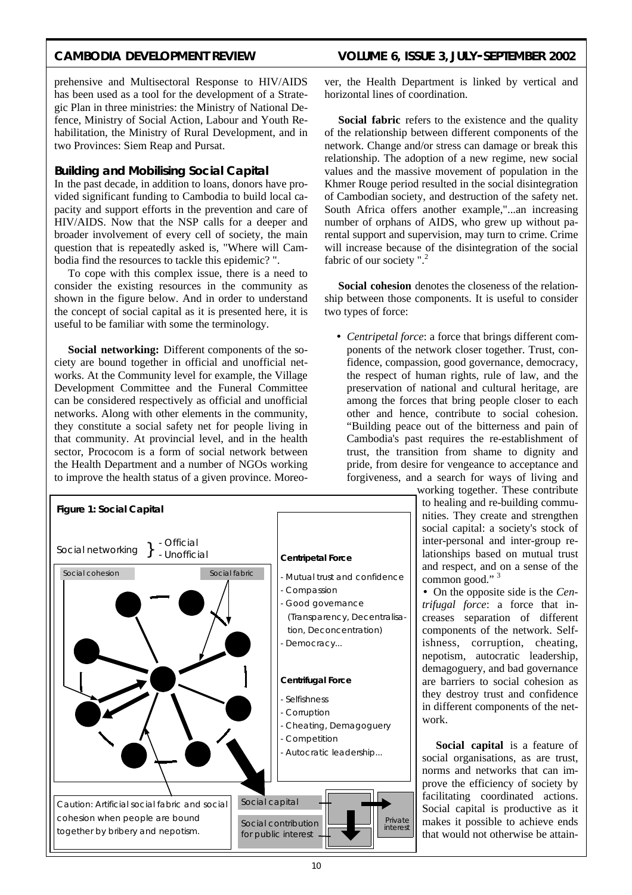prehensive and Multisectoral Response to HIV/AIDS has been used as a tool for the development of a Strategic Plan in three ministries: the Ministry of National Defence, Ministry of Social Action, Labour and Youth Rehabilitation, the Ministry of Rural Development, and in two Provinces: Siem Reap and Pursat.

## Building and Mobilising Social Capital

In the past decade, in addition to loans, donors have provided significant funding to Cambodia to build local capacity and support efforts in the prevention and care of HIV/AIDS. Now that the NSP calls for a deeper and broader involvement of every cell of society, the main question that is repeatedly asked is, "Where will Cambodia find the resources to tackle this epidemic? ".

To cope with this complex issue, there is a need to consider the existing resources in the community as shown in the figure below. And in order to understand the concept of social capital as it is presented here, it is useful to be familiar with some the terminology.

**Social networking:** Different components of the society are bound together in official and unofficial networks. At the Community level for example, the Village Development Committee and the Funeral Committee can be considered respectively as official and unofficial networks. Along with other elements in the community, they constitute a social safety net for people living in that community. At provincial level, and in the health sector, Procatcom is a form of social network between the Health Department and a number of NGOs working to improve the health status of a given province. Moreover, the Health Department is linked by vertical and horizontal lines of coordination.

**Social fabric** refers to the existence and the quality of the relationship between different components of the network. Change and/or stress can damage or break this relationship. The adoption of a new regime, new social values and the massive movement of population in the Khmer Rouge period resulted in the social disintegration of Cambodian society, and destruction of the safety net. South Africa offers another example,"...an increasing number of orphans of AIDS, who grew up without parental support and supervision, may turn to crime. Crime will increase because of the disintegration of the social fabric of our society ".[2]

**Social cohesion** denotes the closeness of the relationship between those components. It is useful to consider two types of force:

- *Centripetal force*: a force that brings different components of the network closer together. Trust, confidence, compassion, good governance, democracy, the respect of human rights, rule of law, and the preservation of national and cultural heritage, are among the forces that bring people closer to each other and hence, contribute to social cohesion. "Building peace out of the bitterness and pain of Cambodia's past requires the re-establishment of trust, the transition from shame to dignity and pride, from desire for vengeance to acceptance and forgiveness, and a search for ways of living and working together. These contribute to healing and re-building communities. They create and strengthen social capital: a society's stock of inter-personal and inter-group relationships based on mutual trust and respect, and on a sense of the common good." [3]
- On the opposite side is the *Centrifugal force*: a force that increases separation of different components of the network. Selfishness, corruption, cheating, nepotism, autocratic leadership, demagoguery, and bad governance are barriers to social cohesion as they destroy trust and confidence in different components of the network.

**Figure 1: Social Capital**

Social networking } - Official - Unofficial

Social cohesion | Social fabric

**Centripetal Force**
- Mutual trust and confidence
- Compassion
- Good governance (Transparency, Decentralisation, Deconcentration)
- Democracy...

**Centrifugal Force**
- Selfishness
- Corruption
- Cheating, Demagoguery
- Competition
- Autocratic leadership...

Caution: Artificial social fabric and social cohesion when people are bound together by bribery and nepotism.

Social capital → Private interest

Social contribution for public interest

**Social capital** is a feature of social organisations, as are trust, norms and networks that can improve the efficiency of society by facilitating coordinated actions. Social capital is productive as it makes it possible to achieve ends that would not otherwise be attain-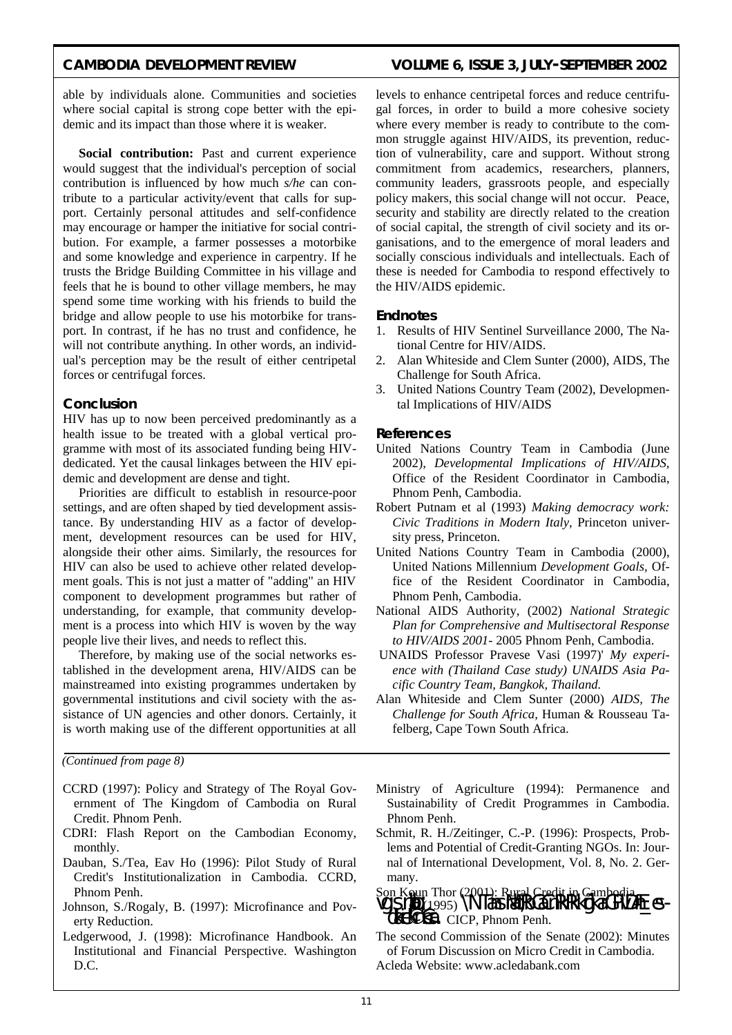able by individuals alone. Communities and societies where social capital is strong cope better with the epidemic and its impact than those where it is weaker.

**Social contribution:** Past and current experience would suggest that the individual's perception of social contribution is influenced by how much *s/he* can contribute to a particular activity/event that calls for support. Certainly personal attitudes and self-confidence may encourage or hamper the initiative for social contribution. For example, a farmer possesses a motorbike and some knowledge and experience in carpentry. If he trusts the Bridge Building Committee in his village and feels that he is bound to other village members, he may spend some time working with his friends to build the bridge and allow people to use his motorbike for transport. In contrast, if he has no trust and confidence, he will not contribute anything. In other words, an individual's perception may be the result of either centripetal forces or centrifugal forces.

## Conclusion

HIV has up to now been perceived predominantly as a health issue to be treated with a global vertical programme with most of its associated funding being HIV-dedicated. Yet the causal linkages between the HIV epidemic and development are dense and tight.

Priorities are difficult to establish in resource-poor settings, and are often shaped by tied development assistance. By understanding HIV as a factor of development, development resources can be used for HIV, alongside their other aims. Similarly, the resources for HIV can also be used to achieve other related development goals. This is not just a matter of "adding" an HIV component to development programmes but rather of understanding, for example, that community development is a process into which HIV is woven by the way people live their lives, and needs to reflect this.

Therefore, by making use of the social networks established in the development arena, HIV/AIDS can be mainstreamed into existing programmes undertaken by governmental institutions and civil society with the assistance of UN agencies and other donors. Certainly, it is worth making use of the different opportunities at all levels to enhance centripetal forces and reduce centrifugal forces, in order to build a more cohesive society where every member is ready to contribute to the common struggle against HIV/AIDS, its prevention, reduction of vulnerability, care and support. Without strong commitment from academics, researchers, planners, community leaders, grassroots people, and especially policy makers, this social change will not occur. Peace, security and stability are directly related to the creation of social capital, the strength of civil society and its organisations, and to the emergence of moral leaders and socially conscious individuals and intellectuals. Each of these is needed for Cambodia to respond effectively to the HIV/AIDS epidemic.

## Endnotes

1. Results of HIV Sentinel Surveillance 2000, The National Centre for HIV/AIDS.
2. Alan Whiteside and Clem Sunter (2000), AIDS, The Challenge for South Africa.
3. United Nations Country Team (2002), Developmental Implications of HIV/AIDS

## References

United Nations Country Team in Cambodia (June 2002), *Developmental Implications of HIV/AIDS*, Office of the Resident Coordinator in Cambodia, Phnom Penh, Cambodia.

Robert Putnam et al (1993) *Making democracy work: Civic Traditions in Modern Italy*, Princeton university press, Princeton.

United Nations Country Team in Cambodia (2000), United Nations Millennium *Development Goals*, Office of the Resident Coordinator in Cambodia, Phnom Penh, Cambodia.

National AIDS Authority, (2002) *National Strategic Plan for Comprehensive and Multisectoral Response to HIV/AIDS 2001-* 2005 Phnom Penh, Cambodia.

UNAIDS Professor Pravese Vasi (1997)' *My experience with (Thailand Case study) UNAIDS Asia Pacific Country Team, Bangkok, Thailand.*

Alan Whiteside and Clem Sunter (2000) *AIDS, The Challenge for South Africa,* Human & Rousseau Tafelberg, Cape Town South Africa.

---

*(Continued from page 8)*

CCRD (1997): Policy and Strategy of The Royal Government of The Kingdom of Cambodia on Rural Credit. Phnom Penh.

CDRI: Flash Report on the Cambodian Economy, monthly.

Dauban, S./Tea, Eav Ho (1996): Pilot Study of Rural Credit's Institutionalization in Cambodia. CCRD, Phnom Penh.

Johnson, S./Rogaly, B. (1997): Microfinance and Poverty Reduction.

Ledgerwood, J. (1998): Microfinance Handbook. An Institutional and Financial Perspective. Washington D.C.

Ministry of Agriculture (1994): Permanence and Sustainability of Credit Programmes in Cambodia. Phnom Penh.

Schmit, R. H./Zeitinger, C.-P. (1996): Prospects, Problems and Potential of Credit-Granting NGOs. In: Journal of International Development, Vol. 8, No. 2. Germany.

Son Koun Thor (2001): Rural Credit in Cambodia.

(1995) CICP, Phnom Penh.

The second Commission of the Senate (2002): Minutes of Forum Discussion on Micro Credit in Cambodia.

Acleda Website: www.acledabank.com